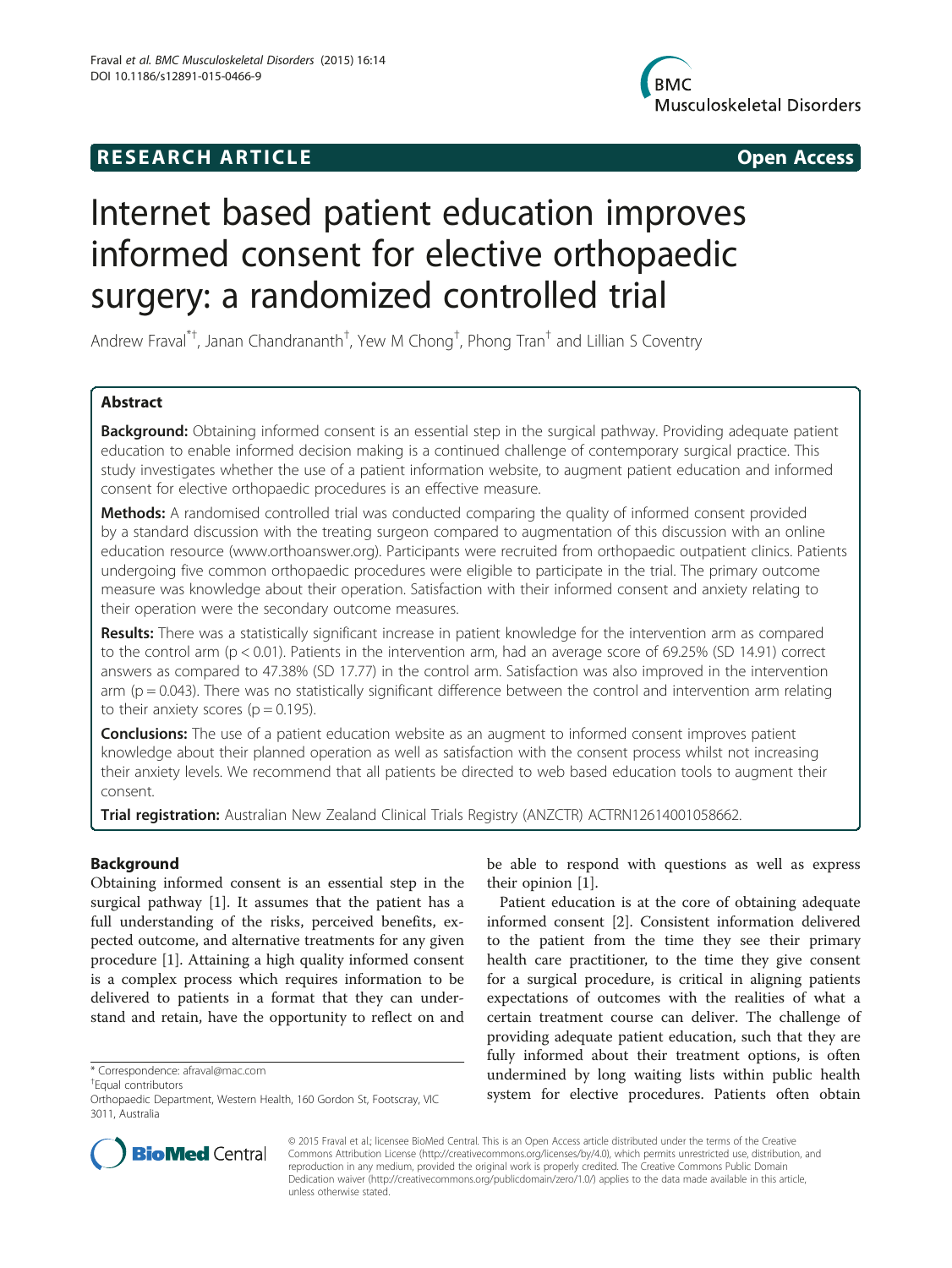**RESEARCH ARTICLE** **Open Access**

# Internet based patient education improves informed consent for elective orthopaedic surgery: a randomized controlled trial

Andrew Fraval[*†], Janan Chandrananth[†], Yew M Chong[†], Phong Tran[†] and Lillian S Coventry

## Abstract

**Background:** Obtaining informed consent is an essential step in the surgical pathway. Providing adequate patient education to enable informed decision making is a continued challenge of contemporary surgical practice. This study investigates whether the use of a patient information website, to augment patient education and informed consent for elective orthopaedic procedures is an effective measure.

**Methods:** A randomised controlled trial was conducted comparing the quality of informed consent provided by a standard discussion with the treating surgeon compared to augmentation of this discussion with an online education resource (www.orthoanswer.org). Participants were recruited from orthopaedic outpatient clinics. Patients undergoing five common orthopaedic procedures were eligible to participate in the trial. The primary outcome measure was knowledge about their operation. Satisfaction with their informed consent and anxiety relating to their operation were the secondary outcome measures.

**Results:** There was a statistically significant increase in patient knowledge for the intervention arm as compared to the control arm ($p < 0.01$). Patients in the intervention arm, had an average score of 69.25% (SD 14.91) correct answers as compared to 47.38% (SD 17.77) in the control arm. Satisfaction was also improved in the intervention arm ($p = 0.043$). There was no statistically significant difference between the control and intervention arm relating to their anxiety scores ($p = 0.195$).

**Conclusions:** The use of a patient education website as an augment to informed consent improves patient knowledge about their planned operation as well as satisfaction with the consent process whilst not increasing their anxiety levels. We recommend that all patients be directed to web based education tools to augment their consent.

**Trial registration:** Australian New Zealand Clinical Trials Registry (ANZCTR) ACTRN12614001058662.

## Background

Obtaining informed consent is an essential step in the surgical pathway [1]. It assumes that the patient has a full understanding of the risks, perceived benefits, expected outcome, and alternative treatments for any given procedure [1]. Attaining a high quality informed consent is a complex process which requires information to be delivered to patients in a format that they can understand and retain, have the opportunity to reflect on and be able to respond with questions as well as express their opinion [1].

Patient education is at the core of obtaining adequate informed consent [2]. Consistent information delivered to the patient from the time they see their primary health care practitioner, to the time they give consent for a surgical procedure, is critical in aligning patients expectations of outcomes with the realities of what a certain treatment course can deliver. The challenge of providing adequate patient education, such that they are fully informed about their treatment options, is often undermined by long waiting lists within public health system for elective procedures. Patients often obtain

\* Correspondence: afraval@mac.com
†Equal contributors
Orthopaedic Department, Western Health, 160 Gordon St, Footscray, VIC 3011, Australia

© 2015 Fraval et al.; licensee BioMed Central. This is an Open Access article distributed under the terms of the Creative Commons Attribution License (http://creativecommons.org/licenses/by/4.0), which permits unrestricted use, distribution, and reproduction in any medium, provided the original work is properly credited. The Creative Commons Public Domain Dedication waiver (http://creativecommons.org/publicdomain/zero/1.0/) applies to the data made available in this article, unless otherwise stated.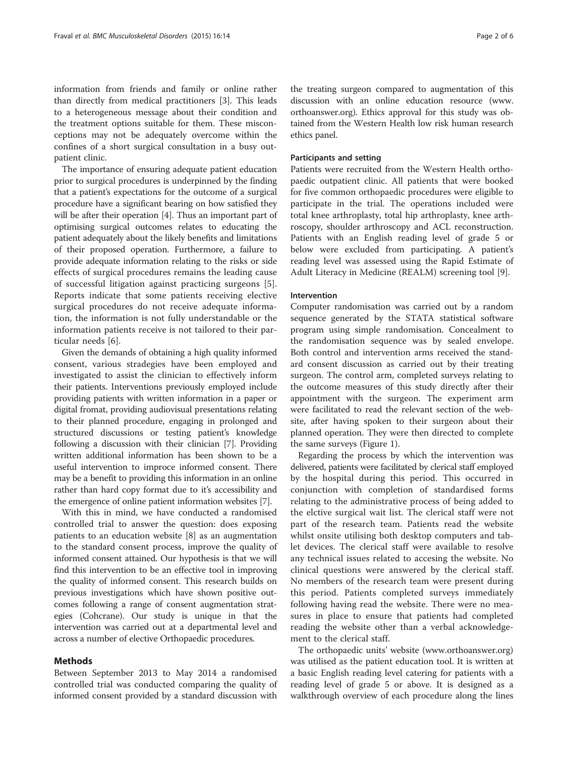information from friends and family or online rather than directly from medical practitioners [3]. This leads to a heterogeneous message about their condition and the treatment options suitable for them. These misconceptions may not be adequately overcome within the confines of a short surgical consultation in a busy outpatient clinic.

The importance of ensuring adequate patient education prior to surgical procedures is underpinned by the finding that a patient's expectations for the outcome of a surgical procedure have a significant bearing on how satisfied they will be after their operation [4]. Thus an important part of optimising surgical outcomes relates to educating the patient adequately about the likely benefits and limitations of their proposed operation. Furthermore, a failure to provide adequate information relating to the risks or side effects of surgical procedures remains the leading cause of successful litigation against practicing surgeons [5]. Reports indicate that some patients receiving elective surgical procedures do not receive adequate information, the information is not fully understandable or the information patients receive is not tailored to their particular needs [6].

Given the demands of obtaining a high quality informed consent, various stradegies have been employed and investigated to assist the clinician to effectively inform their patients. Interventions previously employed include providing patients with written information in a paper or digital fromat, providing audiovisual presentations relating to their planned procedure, engaging in prolonged and structured discussions or testing patient's knowledge following a discussion with their clinician [7]. Providing written additional information has been shown to be a useful intervention to improce informed consent. There may be a benefit to providing this information in an online rather than hard copy format due to it's accessibility and the emergence of online patient information websites [7].

With this in mind, we have conducted a randomised controlled trial to answer the question: does exposing patients to an education website [8] as an augmentation to the standard consent process, improve the quality of informed consent attained. Our hypothesis is that we will find this intervention to be an effective tool in improving the quality of informed consent. This research builds on previous investigations which have shown positive outcomes following a range of consent augmentation strategies (Cohcrane). Our study is unique in that the intervention was carried out at a departmental level and across a number of elective Orthopaedic procedures.

## Methods

Between September 2013 to May 2014 a randomised controlled trial was conducted comparing the quality of informed consent provided by a standard discussion with the treating surgeon compared to augmentation of this discussion with an online education resource (www.orthoanswer.org). Ethics approval for this study was obtained from the Western Health low risk human research ethics panel.

### Participants and setting

Patients were recruited from the Western Health orthopaedic outpatient clinic. All patients that were booked for five common orthopaedic procedures were eligible to participate in the trial. The operations included were total knee arthroplasty, total hip arthroplasty, knee arthroscopy, shoulder arthroscopy and ACL reconstruction. Patients with an English reading level of grade 5 or below were excluded from participating. A patient's reading level was assessed using the Rapid Estimate of Adult Literacy in Medicine (REALM) screening tool [9].

### Intervention

Computer randomisation was carried out by a random sequence generated by the STATA statistical software program using simple randomisation. Concealment to the randomisation sequence was by sealed envelope. Both control and intervention arms received the standard consent discussion as carried out by their treating surgeon. The control arm, completed surveys relating to the outcome measures of this study directly after their appointment with the surgeon. The experiment arm were facilitated to read the relevant section of the website, after having spoken to their surgeon about their planned operation. They were then directed to complete the same surveys (Figure 1).

Regarding the process by which the intervention was delivered, patients were facilitated by clerical staff employed by the hospital during this period. This occurred in conjunction with completion of standardised forms relating to the administrative process of being added to the elctive surgical wait list. The clerical staff were not part of the research team. Patients read the website whilst onsite utilising both desktop computers and tablet devices. The clerical staff were available to resolve any technical issues related to accesing the website. No clinical questions were answered by the clerical staff. No members of the research team were present during this period. Patients completed surveys immediately following having read the website. There were no measures in place to ensure that patients had completed reading the website other than a verbal acknowledgement to the clerical staff.

The orthopaedic units' website (www.orthoanswer.org) was utilised as the patient education tool. It is written at a basic English reading level catering for patients with a reading level of grade 5 or above. It is designed as a walkthrough overview of each procedure along the lines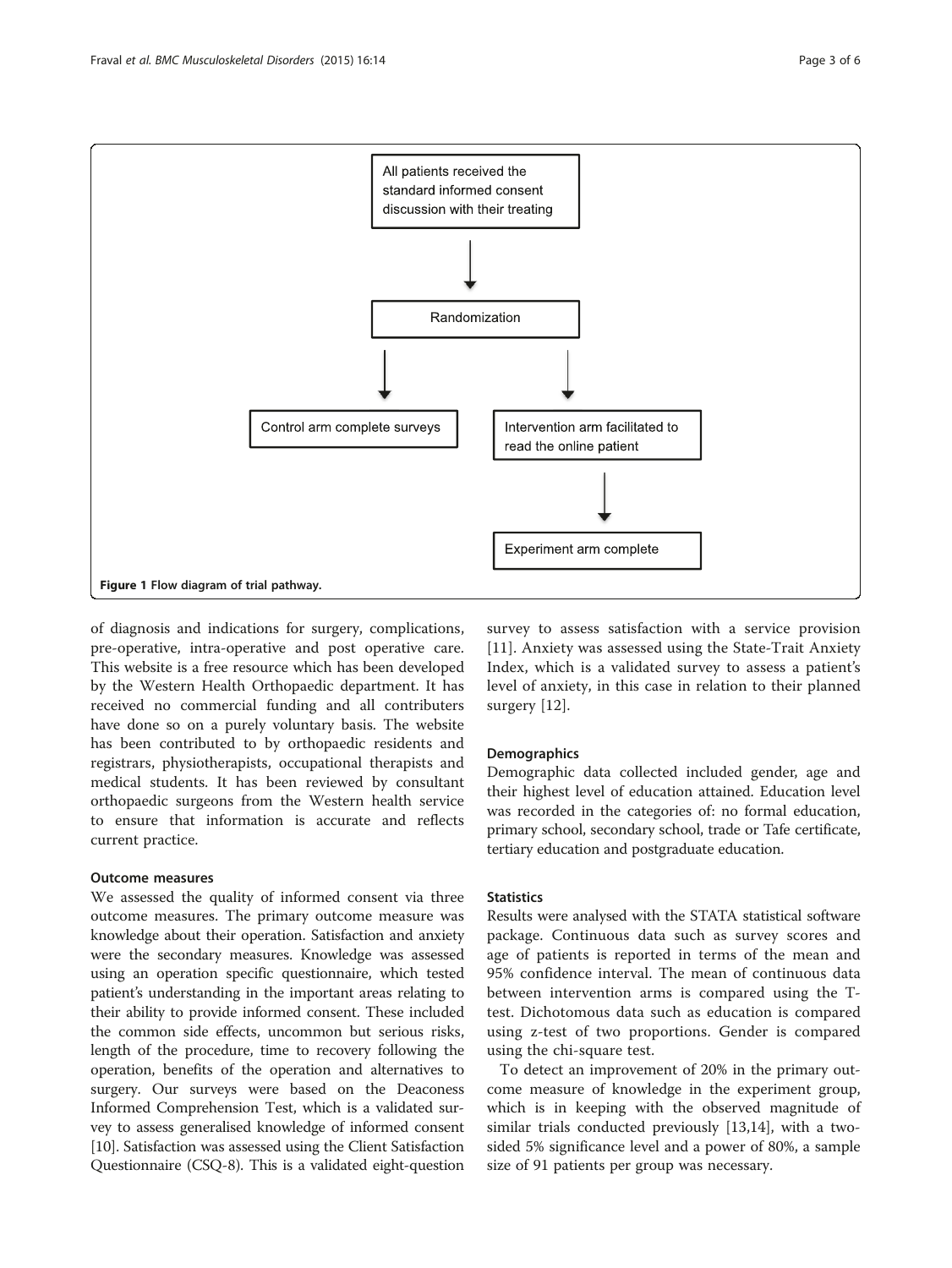All patients received the standard informed consent discussion with their treating

Randomization

Control arm complete surveys

Intervention arm facilitated to read the online patient

Experiment arm complete

**Figure 1 Flow diagram of trial pathway.**

of diagnosis and indications for surgery, complications, pre-operative, intra-operative and post operative care. This website is a free resource which has been developed by the Western Health Orthopaedic department. It has received no commercial funding and all contributers have done so on a purely voluntary basis. The website has been contributed to by orthopaedic residents and registrars, physiotherapists, occupational therapists and medical students. It has been reviewed by consultant orthopaedic surgeons from the Western health service to ensure that information is accurate and reflects current practice.

### Outcome measures

We assessed the quality of informed consent via three outcome measures. The primary outcome measure was knowledge about their operation. Satisfaction and anxiety were the secondary measures. Knowledge was assessed using an operation specific questionnaire, which tested patient's understanding in the important areas relating to their ability to provide informed consent. These included the common side effects, uncommon but serious risks, length of the procedure, time to recovery following the operation, benefits of the operation and alternatives to surgery. Our surveys were based on the Deaconess Informed Comprehension Test, which is a validated survey to assess generalised knowledge of informed consent [10]. Satisfaction was assessed using the Client Satisfaction Questionnaire (CSQ-8). This is a validated eight-question survey to assess satisfaction with a service provision [11]. Anxiety was assessed using the State-Trait Anxiety Index, which is a validated survey to assess a patient's level of anxiety, in this case in relation to their planned surgery [12].

### Demographics

Demographic data collected included gender, age and their highest level of education attained. Education level was recorded in the categories of: no formal education, primary school, secondary school, trade or Tafe certificate, tertiary education and postgraduate education.

### Statistics

Results were analysed with the STATA statistical software package. Continuous data such as survey scores and age of patients is reported in terms of the mean and 95% confidence interval. The mean of continuous data between intervention arms is compared using the T-test. Dichotomous data such as education is compared using z-test of two proportions. Gender is compared using the chi-square test.

To detect an improvement of 20% in the primary outcome measure of knowledge in the experiment group, which is in keeping with the observed magnitude of similar trials conducted previously [13,14], with a two-sided 5% significance level and a power of 80%, a sample size of 91 patients per group was necessary.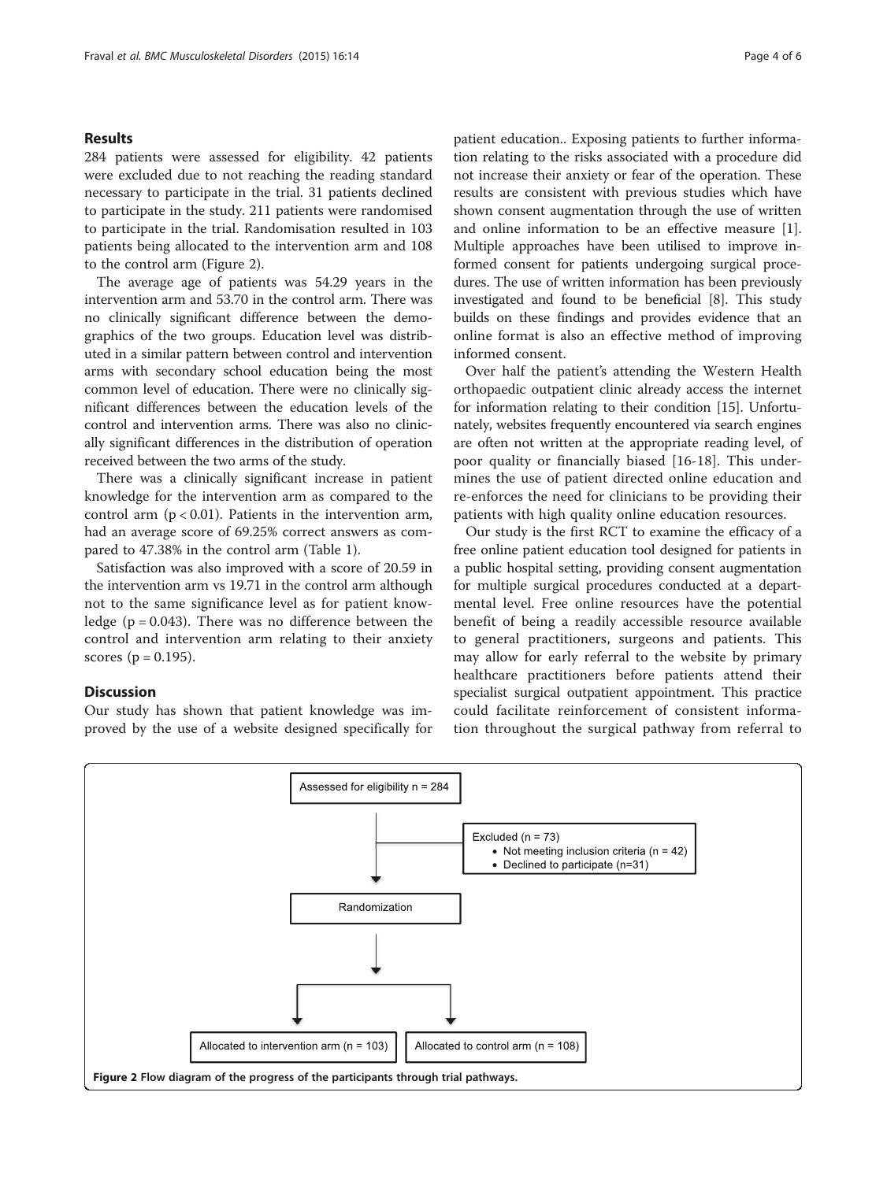## Results

284 patients were assessed for eligibility. 42 patients were excluded due to not reaching the reading standard necessary to participate in the trial. 31 patients declined to participate in the study. 211 patients were randomised to participate in the trial. Randomisation resulted in 103 patients being allocated to the intervention arm and 108 to the control arm (Figure 2).

The average age of patients was 54.29 years in the intervention arm and 53.70 in the control arm. There was no clinically significant difference between the demographics of the two groups. Education level was distributed in a similar pattern between control and intervention arms with secondary school education being the most common level of education. There were no clinically significant differences between the education levels of the control and intervention arms. There was also no clinically significant differences in the distribution of operation received between the two arms of the study.

There was a clinically significant increase in patient knowledge for the intervention arm as compared to the control arm ($p < 0.01$). Patients in the intervention arm, had an average score of 69.25% correct answers as compared to 47.38% in the control arm (Table 1).

Satisfaction was also improved with a score of 20.59 in the intervention arm vs 19.71 in the control arm although not to the same significance level as for patient knowledge ($p = 0.043$). There was no difference between the control and intervention arm relating to their anxiety scores ($p = 0.195$).

## Discussion

Our study has shown that patient knowledge was improved by the use of a website designed specifically for patient education.. Exposing patients to further information relating to the risks associated with a procedure did not increase their anxiety or fear of the operation. These results are consistent with previous studies which have shown consent augmentation through the use of written and online information to be an effective measure [1]. Multiple approaches have been utilised to improve informed consent for patients undergoing surgical procedures. The use of written information has been previously investigated and found to be beneficial [8]. This study builds on these findings and provides evidence that an online format is also an effective method of improving informed consent.

Over half the patient's attending the Western Health orthopaedic outpatient clinic already access the internet for information relating to their condition [15]. Unfortunately, websites frequently encountered via search engines are often not written at the appropriate reading level, of poor quality or financially biased [16-18]. This undermines the use of patient directed online education and re-enforces the need for clinicians to be providing their patients with high quality online education resources.

Our study is the first RCT to examine the efficacy of a free online patient education tool designed for patients in a public hospital setting, providing consent augmentation for multiple surgical procedures conducted at a departmental level. Free online resources have the potential benefit of being a readily accessible resource available to general practitioners, surgeons and patients. This may allow for early referral to the website by primary healthcare practitioners before patients attend their specialist surgical outpatient appointment. This practice could facilitate reinforcement of consistent information throughout the surgical pathway from referral to

Assessed for eligibility n = 284

Excluded (n = 73)
- Not meeting inclusion criteria (n = 42)
- Declined to participate (n=31)

Randomization

Allocated to intervention arm (n = 103)

Allocated to control arm (n = 108)

**Figure 2** Flow diagram of the progress of the participants through trial pathways.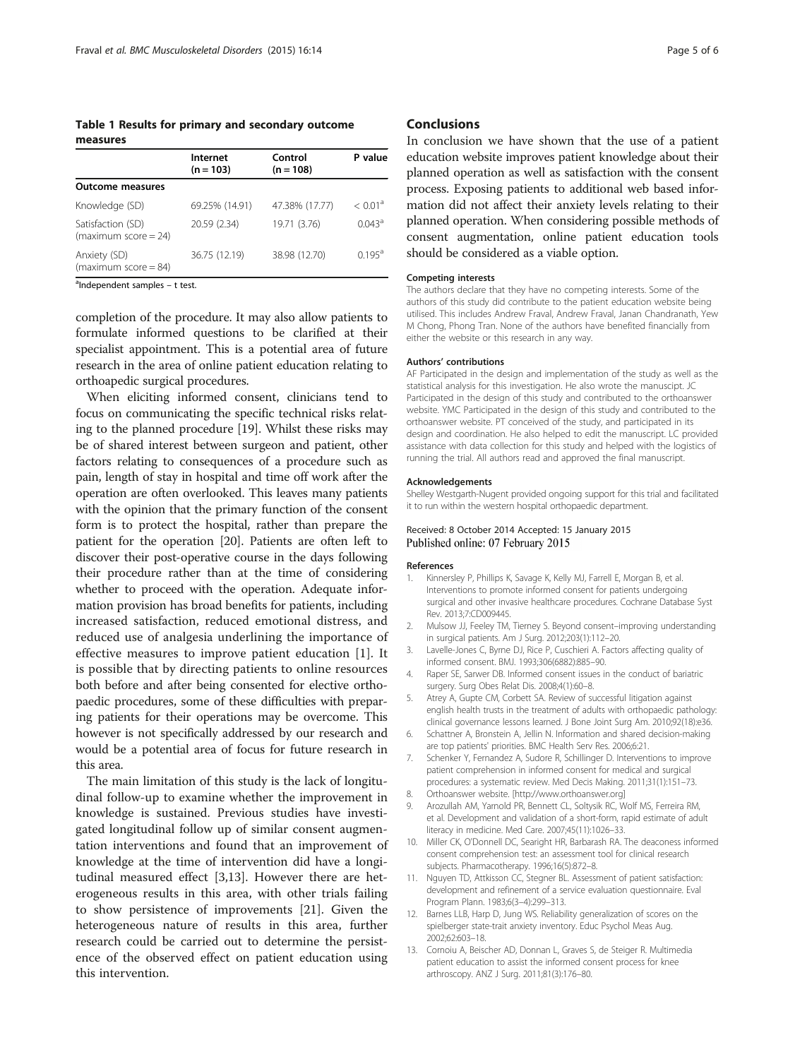**Table 1 Results for primary and secondary outcome measures**

| | Internet (n = 103) | Control (n = 108) | P value |
|---|---|---|---|
| **Outcome measures** | | | |
| Knowledge (SD) | 69.25% (14.91) | 47.38% (17.77) | < 0.01[a] |
| Satisfaction (SD) (maximum score = 24) | 20.59 (2.34) | 19.71 (3.76) | 0.043[a] |
| Anxiety (SD) (maximum score = 84) | 36.75 (12.19) | 38.98 (12.70) | 0.195[a] |

[a]Independent samples – t test.

completion of the procedure. It may also allow patients to formulate informed questions to be clarified at their specialist appointment. This is a potential area of future research in the area of online patient education relating to orthopaedic surgical procedures.

When eliciting informed consent, clinicians tend to focus on communicating the specific technical risks relating to the planned procedure [19]. Whilst these risks may be of shared interest between surgeon and patient, other factors relating to consequences of a procedure such as pain, length of stay in hospital and time off work after the operation are often overlooked. This leaves many patients with the opinion that the primary function of the consent form is to protect the hospital, rather than prepare the patient for the operation [20]. Patients are often left to discover their post-operative course in the days following their procedure rather than at the time of considering whether to proceed with the operation. Adequate information provision has broad benefits for patients, including increased satisfaction, reduced emotional distress, and reduced use of analgesia underlining the importance of effective measures to improve patient education [1]. It is possible that by directing patients to online resources both before and after being consented for elective orthopaedic procedures, some of these difficulties with preparing patients for their operations may be overcome. This however is not specifically addressed by our research and would be a potential area of focus for future research in this area.

The main limitation of this study is the lack of longitudinal follow-up to examine whether the improvement in knowledge is sustained. Previous studies have investigated longitudinal follow up of similar consent augmentation interventions and found that an improvement of knowledge at the time of intervention did have a longitudinal measured effect [3,13]. However there are heterogeneous results in this area, with other trials failing to show persistence of improvements [21]. Given the heterogeneous nature of results in this area, further research could be carried out to determine the persistence of the observed effect on patient education using this intervention.

## Conclusions

In conclusion we have shown that the use of a patient education website improves patient knowledge about their planned operation as well as satisfaction with the consent process. Exposing patients to additional web based information did not affect their anxiety levels relating to their planned operation. When considering possible methods of consent augmentation, online patient education tools should be considered as a viable option.

#### Competing interests

The authors declare that they have no competing interests. Some of the authors of this study did contribute to the patient education website being utilised. This includes Andrew Fraval, Andrew Fraval, Janan Chandranath, Yew M Chong, Phong Tran. None of the authors have benefited financially from either the website or this research in any way.

#### Authors' contributions

AF Participated in the design and implementation of the study as well as the statistical analysis for this investigation. He also wrote the manuscipt. JC Participated in the design of this study and contributed to the orthoanswer website. YMC Participated in the design of this study and contributed to the orthoanswer website. PT conceived of the study, and participated in its design and coordination. He also helped to edit the manuscript. LC provided assistance with data collection for this study and helped with the logistics of running the trial. All authors read and approved the final manuscript.

#### Acknowledgements

Shelley Westgarth-Nugent provided ongoing support for this trial and facilitated it to run within the western hospital orthopaedic department.

Received: 8 October 2014 Accepted: 15 January 2015
Published online: 07 February 2015

#### References

1. Kinnersley P, Phillips K, Savage K, Kelly MJ, Farrell E, Morgan B, et al. Interventions to promote informed consent for patients undergoing surgical and other invasive healthcare procedures. Cochrane Database Syst Rev. 2013;7:CD009445.
2. Mulsow JJ, Feeley TM, Tierney S. Beyond consent–improving understanding in surgical patients. Am J Surg. 2012;203(1):112–20.
3. Lavelle-Jones C, Byrne DJ, Rice P, Cuschieri A. Factors affecting quality of informed consent. BMJ. 1993;306(6882):885–90.
4. Raper SE, Sarwer DB. Informed consent issues in the conduct of bariatric surgery. Surg Obes Relat Dis. 2008;4(1):60–8.
5. Atrey A, Gupte CM, Corbett SA. Review of successful litigation against english health trusts in the treatment of adults with orthopaedic pathology: clinical governance lessons learned. J Bone Joint Surg Am. 2010;92(18):e36.
6. Schattner A, Bronstein A, Jellin N. Information and shared decision-making are top patients' priorities. BMC Health Serv Res. 2006;6:21.
7. Schenker Y, Fernandez A, Sudore R, Schillinger D. Interventions to improve patient comprehension in informed consent for medical and surgical procedures: a systematic review. Med Decis Making. 2011;31(1):151–73.
8. Orthoanswer website. [http://www.orthoanswer.org]
9. Arozullah AM, Yarnold PR, Bennett CL, Soltysik RC, Wolf MS, Ferreira RM, et al. Development and validation of a short-form, rapid estimate of adult literacy in medicine. Med Care. 2007;45(11):1026–33.
10. Miller CK, O'Donnell DC, Searight HR, Barbarash RA. The deaconess informed consent comprehension test: an assessment tool for clinical research subjects. Pharmacotherapy. 1996;16(5):872–8.
11. Nguyen TD, Attkisson CC, Stegner BL. Assessment of patient satisfaction: development and refinement of a service evaluation questionnaire. Eval Program Plann. 1983;6(3–4):299–313.
12. Barnes LLB, Harp D, Jung WS. Reliability generalization of scores on the spielberger state-trait anxiety inventory. Educ Psychol Meas Aug. 2002;62:603–18.
13. Cornoiu A, Beischer AD, Donnan L, Graves S, de Steiger R. Multimedia patient education to assist the informed consent process for knee arthroscopy. ANZ J Surg. 2011;81(3):176–80.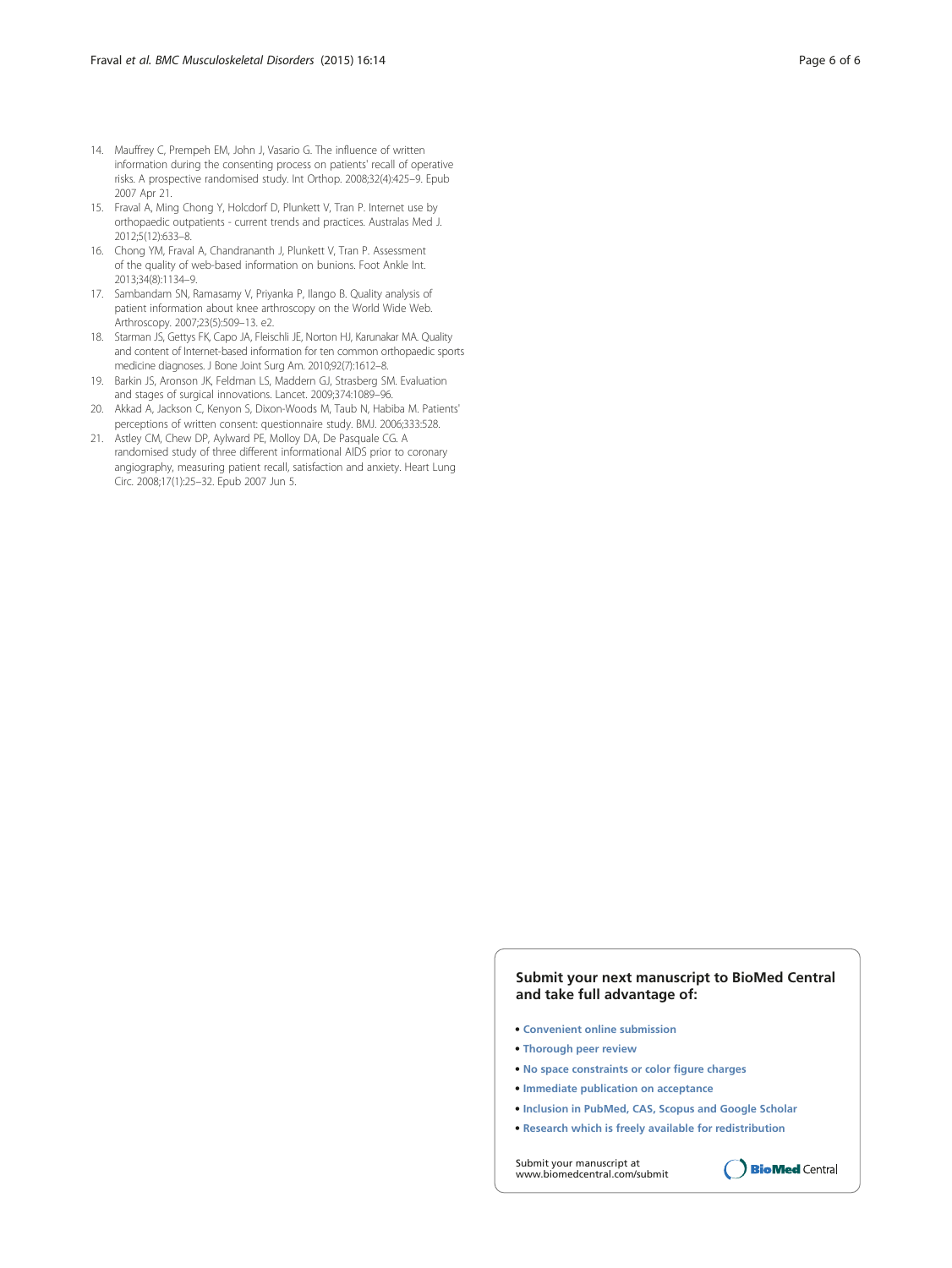14. Mauffrey C, Prempeh EM, John J, Vasario G. The influence of written information during the consenting process on patients' recall of operative risks. A prospective randomised study. Int Orthop. 2008;32(4):425–9. Epub 2007 Apr 21.
15. Fraval A, Ming Chong Y, Holcdorf D, Plunkett V, Tran P. Internet use by orthopaedic outpatients - current trends and practices. Australas Med J. 2012;5(12):633–8.
16. Chong YM, Fraval A, Chandrananth J, Plunkett V, Tran P. Assessment of the quality of web-based information on bunions. Foot Ankle Int. 2013;34(8):1134–9.
17. Sambandam SN, Ramasamy V, Priyanka P, Ilango B. Quality analysis of patient information about knee arthroscopy on the World Wide Web. Arthroscopy. 2007;23(5):509–13. e2.
18. Starman JS, Gettys FK, Capo JA, Fleischli JE, Norton HJ, Karunakar MA. Quality and content of Internet-based information for ten common orthopaedic sports medicine diagnoses. J Bone Joint Surg Am. 2010;92(7):1612–8.
19. Barkin JS, Aronson JK, Feldman LS, Maddern GJ, Strasberg SM. Evaluation and stages of surgical innovations. Lancet. 2009;374:1089–96.
20. Akkad A, Jackson C, Kenyon S, Dixon-Woods M, Taub N, Habiba M. Patients' perceptions of written consent: questionnaire study. BMJ. 2006;333:528.
21. Astley CM, Chew DP, Aylward PE, Molloy DA, De Pasquale CG. A randomised study of three different informational AIDS prior to coronary angiography, measuring patient recall, satisfaction and anxiety. Heart Lung Circ. 2008;17(1):25–32. Epub 2007 Jun 5.

**Submit your next manuscript to BioMed Central and take full advantage of:**

- **Convenient online submission**
- **Thorough peer review**
- **No space constraints or color figure charges**
- **Immediate publication on acceptance**
- **Inclusion in PubMed, CAS, Scopus and Google Scholar**
- **Research which is freely available for redistribution**

Submit your manuscript at
www.biomedcentral.com/submit

BioMed Central